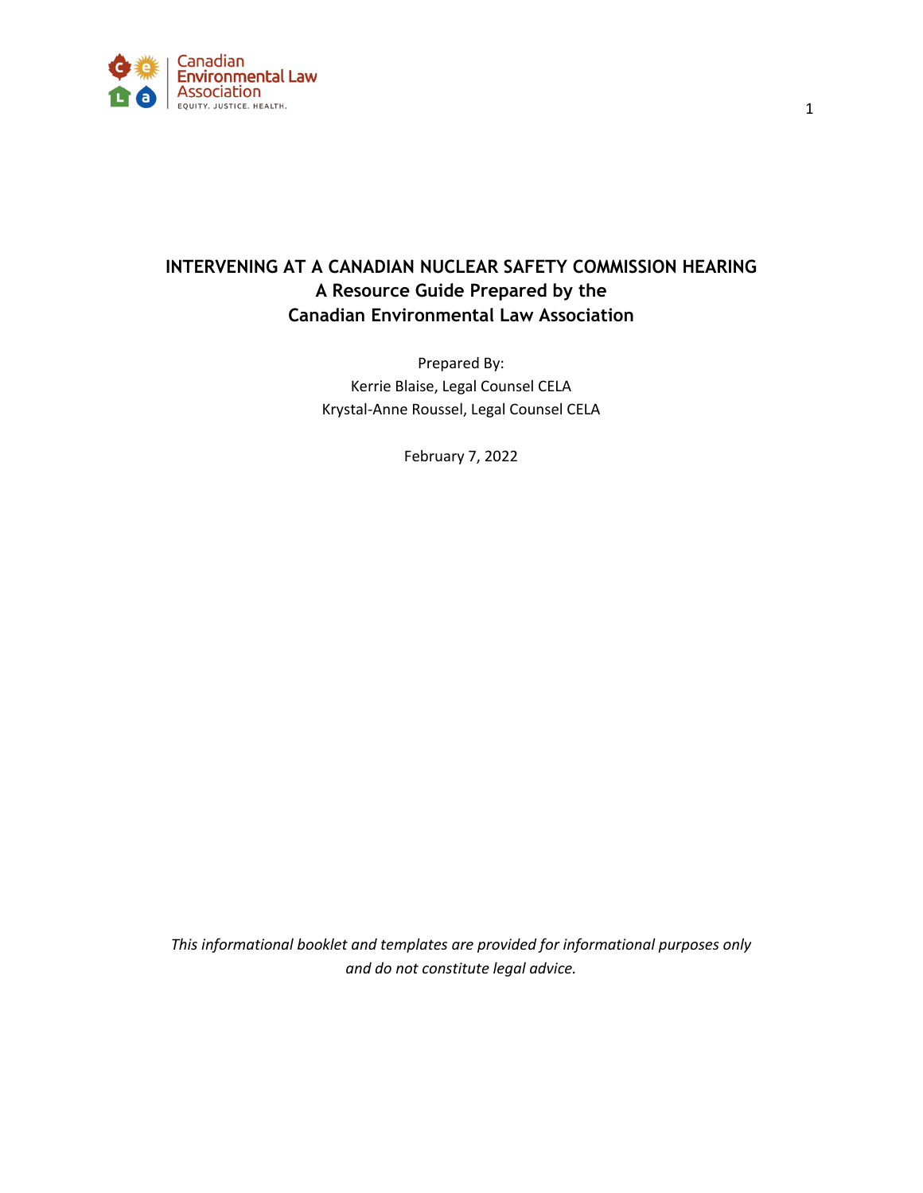# INTERVENING AT A CANADIAN NUCLEAR SAFETY COMMISSION HEARING

## A Resource Guide Prepared by the Canadian Environmental Law Association

Prepared By:

Kerrie Blaise, Legal Counsel CELA

Krystal-Anne Roussel, Legal Counsel CELA

February 7, 2022

*This informational booklet and templates are provided for informational purposes only and do not constitute legal advice.*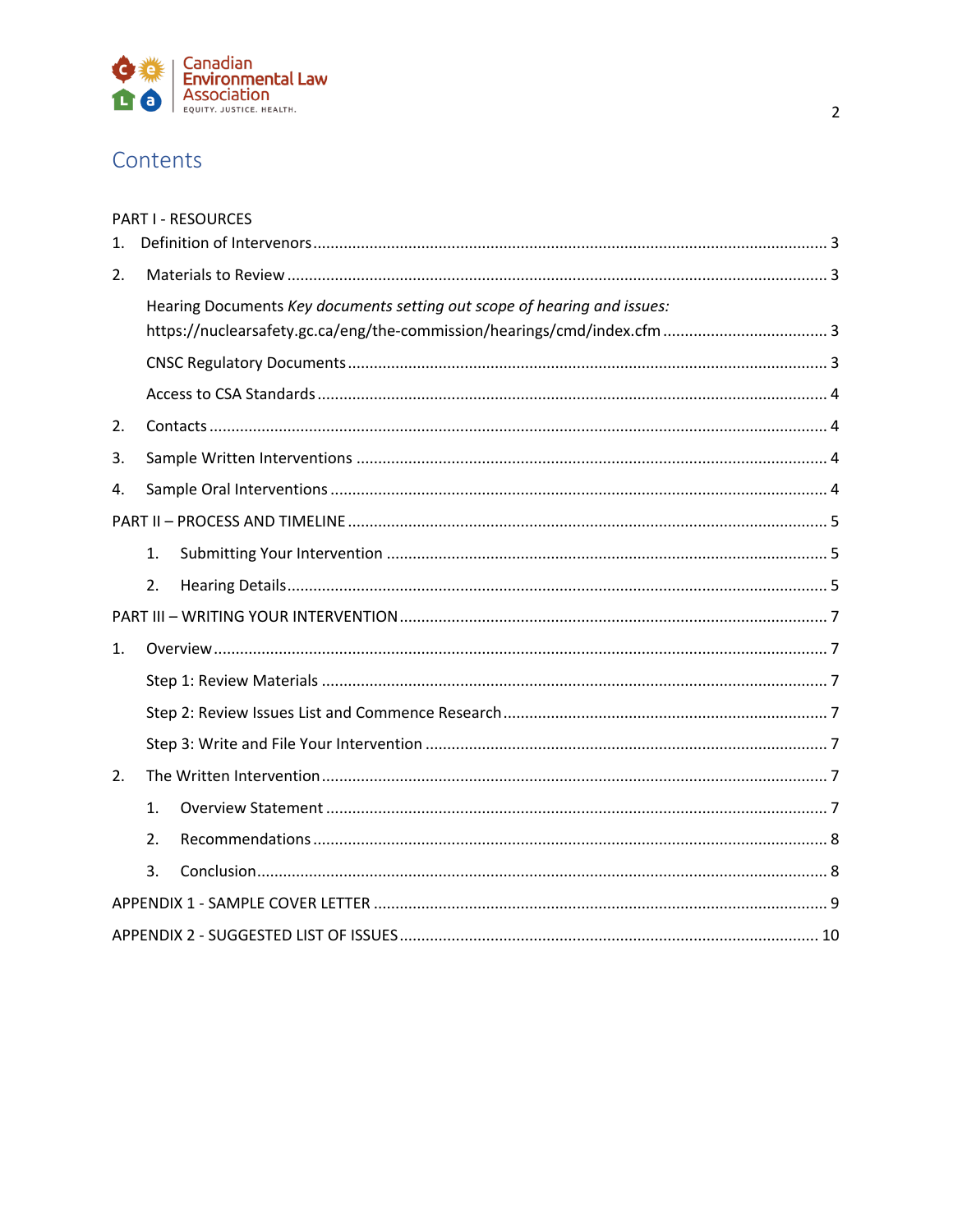# Contents

PART I - RESOURCES

1. Definition of Intervenors ..... 3
2. Materials to Review ..... 3

   Hearing Documents *Key documents setting out scope of hearing and issues:* https://nuclearsafety.gc.ca/eng/the-commission/hearings/cmd/index.cfm ..... 3

   CNSC Regulatory Documents ..... 3

   Access to CSA Standards ..... 4

2. Contacts ..... 4
3. Sample Written Interventions ..... 4
4. Sample Oral Interventions ..... 4

PART II – PROCESS AND TIMELINE ..... 5

   1. Submitting Your Intervention ..... 5
   2. Hearing Details ..... 5

PART III – WRITING YOUR INTERVENTION ..... 7

1. Overview ..... 7

   Step 1: Review Materials ..... 7

   Step 2: Review Issues List and Commence Research ..... 7

   Step 3: Write and File Your Intervention ..... 7

2. The Written Intervention ..... 7
   1. Overview Statement ..... 7
   2. Recommendations ..... 8
   3. Conclusion ..... 8

APPENDIX 1 - SAMPLE COVER LETTER ..... 9

APPENDIX 2 - SUGGESTED LIST OF ISSUES ..... 10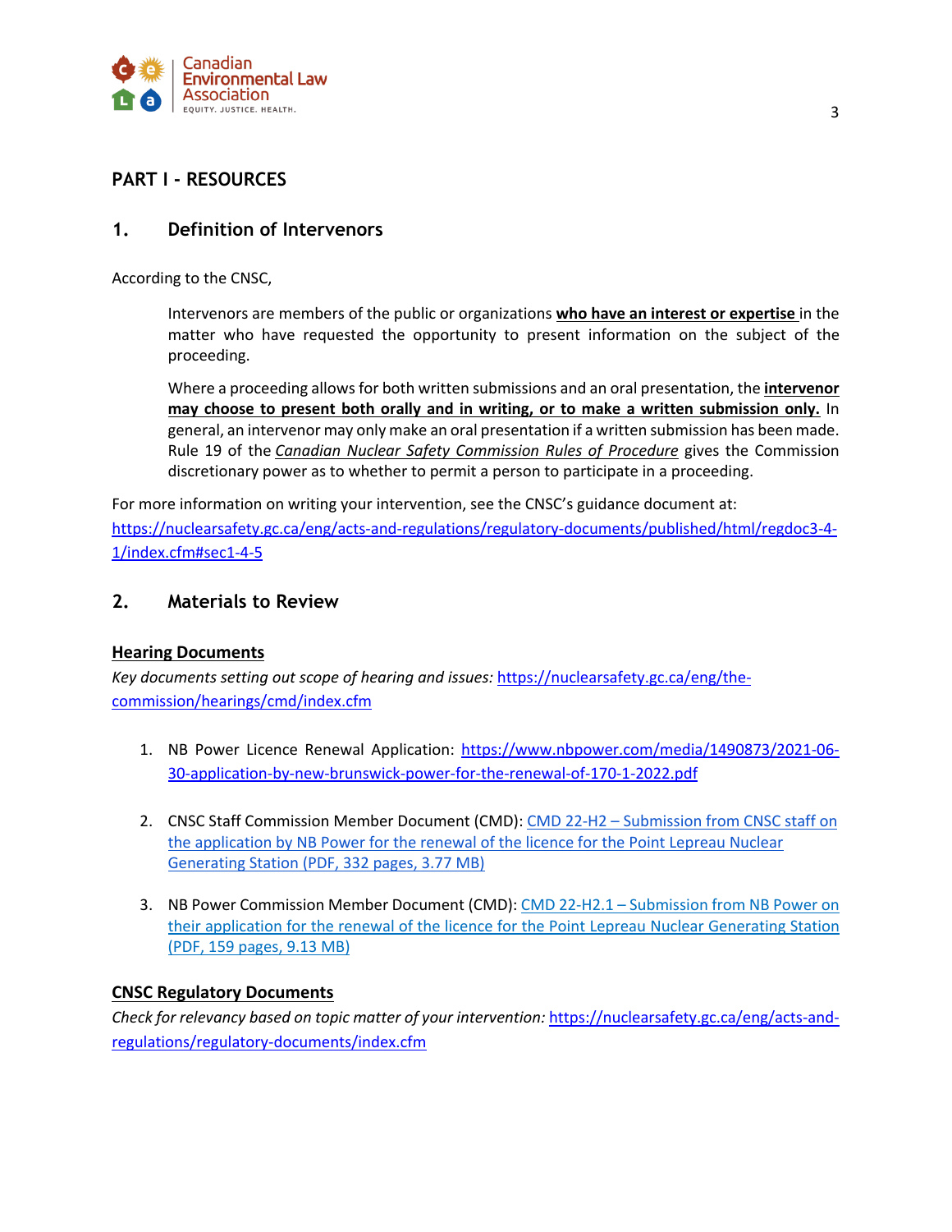## PART I - RESOURCES

### 1. Definition of Intervenors

According to the CNSC,

> Intervenors are members of the public or organizations **who have an interest or expertise** in the matter who have requested the opportunity to present information on the subject of the proceeding.
>
> Where a proceeding allows for both written submissions and an oral presentation, the **intervenor may choose to present both orally and in writing, or to make a written submission only.** In general, an intervenor may only make an oral presentation if a written submission has been made. Rule 19 of the *Canadian Nuclear Safety Commission Rules of Procedure* gives the Commission discretionary power as to whether to permit a person to participate in a proceeding.

For more information on writing your intervention, see the CNSC's guidance document at: https://nuclearsafety.gc.ca/eng/acts-and-regulations/regulatory-documents/published/html/regdoc3-4-1/index.cfm#sec1-4-5

### 2. Materials to Review

**Hearing Documents**

*Key documents setting out scope of hearing and issues:* https://nuclearsafety.gc.ca/eng/the-commission/hearings/cmd/index.cfm

1. NB Power Licence Renewal Application: https://www.nbpower.com/media/1490873/2021-06-30-application-by-new-brunswick-power-for-the-renewal-of-170-1-2022.pdf

2. CNSC Staff Commission Member Document (CMD): CMD 22-H2 – Submission from CNSC staff on the application by NB Power for the renewal of the licence for the Point Lepreau Nuclear Generating Station (PDF, 332 pages, 3.77 MB)

3. NB Power Commission Member Document (CMD): CMD 22-H2.1 – Submission from NB Power on their application for the renewal of the licence for the Point Lepreau Nuclear Generating Station (PDF, 159 pages, 9.13 MB)

**CNSC Regulatory Documents**

*Check for relevancy based on topic matter of your intervention:* https://nuclearsafety.gc.ca/eng/acts-and-regulations/regulatory-documents/index.cfm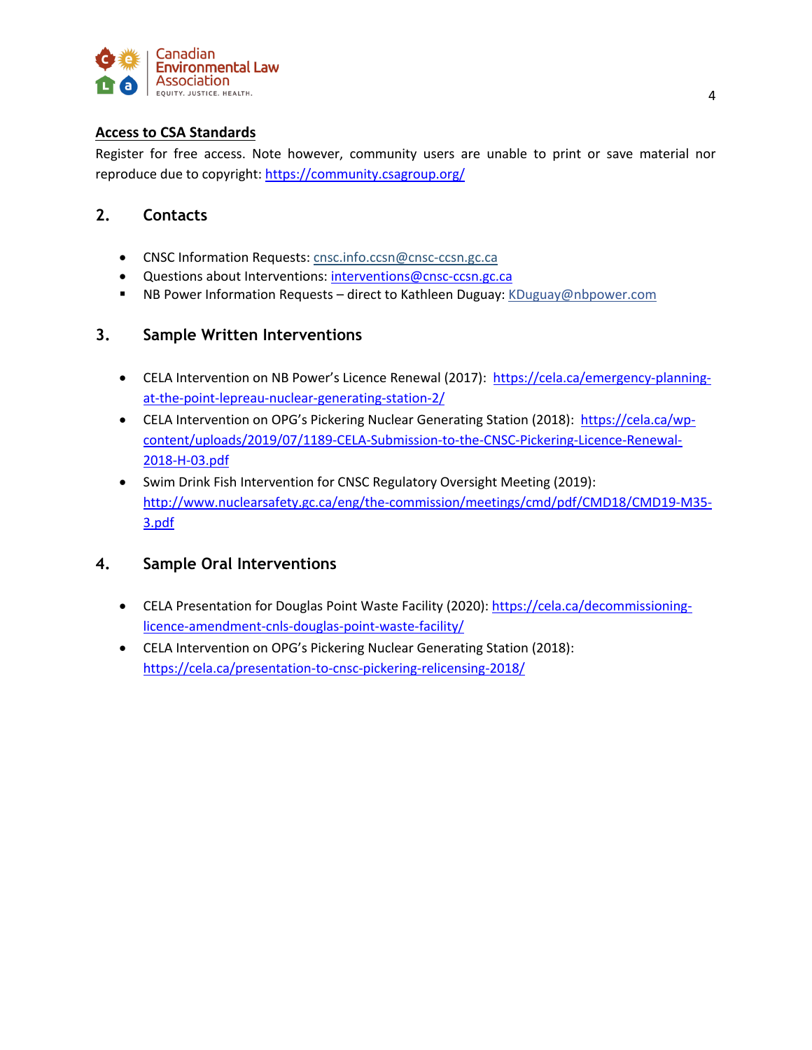**Access to CSA Standards**

Register for free access. Note however, community users are unable to print or save material nor reproduce due to copyright: https://community.csagroup.org/

## 2. Contacts

- CNSC Information Requests: cnsc.info.ccsn@cnsc-ccsn.gc.ca
- Questions about Interventions: interventions@cnsc-ccsn.gc.ca
- NB Power Information Requests – direct to Kathleen Duguay: KDuguay@nbpower.com

## 3. Sample Written Interventions

- CELA Intervention on NB Power's Licence Renewal (2017): https://cela.ca/emergency-planning-at-the-point-lepreau-nuclear-generating-station-2/
- CELA Intervention on OPG's Pickering Nuclear Generating Station (2018): https://cela.ca/wp-content/uploads/2019/07/1189-CELA-Submission-to-the-CNSC-Pickering-Licence-Renewal-2018-H-03.pdf
- Swim Drink Fish Intervention for CNSC Regulatory Oversight Meeting (2019): http://www.nuclearsafety.gc.ca/eng/the-commission/meetings/cmd/pdf/CMD18/CMD19-M35-3.pdf

## 4. Sample Oral Interventions

- CELA Presentation for Douglas Point Waste Facility (2020): https://cela.ca/decommissioning-licence-amendment-cnls-douglas-point-waste-facility/
- CELA Intervention on OPG's Pickering Nuclear Generating Station (2018): https://cela.ca/presentation-to-cnsc-pickering-relicensing-2018/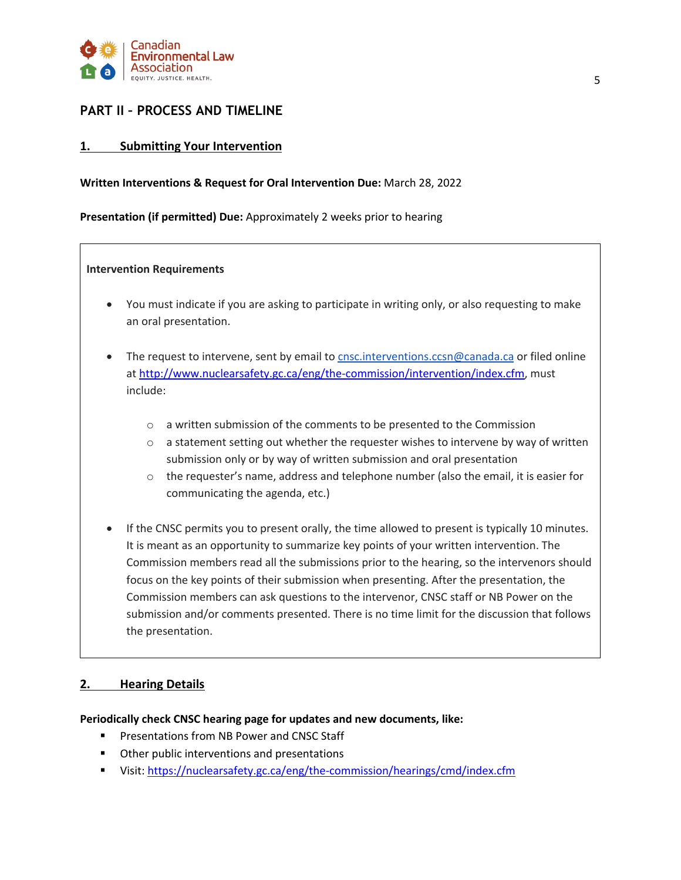## PART II – PROCESS AND TIMELINE

### 1. Submitting Your Intervention

**Written Interventions & Request for Oral Intervention Due:** March 28, 2022

**Presentation (if permitted) Due:** Approximately 2 weeks prior to hearing

**Intervention Requirements**

- You must indicate if you are asking to participate in writing only, or also requesting to make an oral presentation.
- The request to intervene, sent by email to cnsc.interventions.ccsn@canada.ca or filed online at http://www.nuclearsafety.gc.ca/eng/the-commission/intervention/index.cfm, must include:
  - a written submission of the comments to be presented to the Commission
  - a statement setting out whether the requester wishes to intervene by way of written submission only or by way of written submission and oral presentation
  - the requester's name, address and telephone number (also the email, it is easier for communicating the agenda, etc.)
- If the CNSC permits you to present orally, the time allowed to present is typically 10 minutes. It is meant as an opportunity to summarize key points of your written intervention. The Commission members read all the submissions prior to the hearing, so the intervenors should focus on the key points of their submission when presenting. After the presentation, the Commission members can ask questions to the intervenor, CNSC staff or NB Power on the submission and/or comments presented. There is no time limit for the discussion that follows the presentation.

### 2. Hearing Details

**Periodically check CNSC hearing page for updates and new documents, like:**

- Presentations from NB Power and CNSC Staff
- Other public interventions and presentations
- Visit: https://nuclearsafety.gc.ca/eng/the-commission/hearings/cmd/index.cfm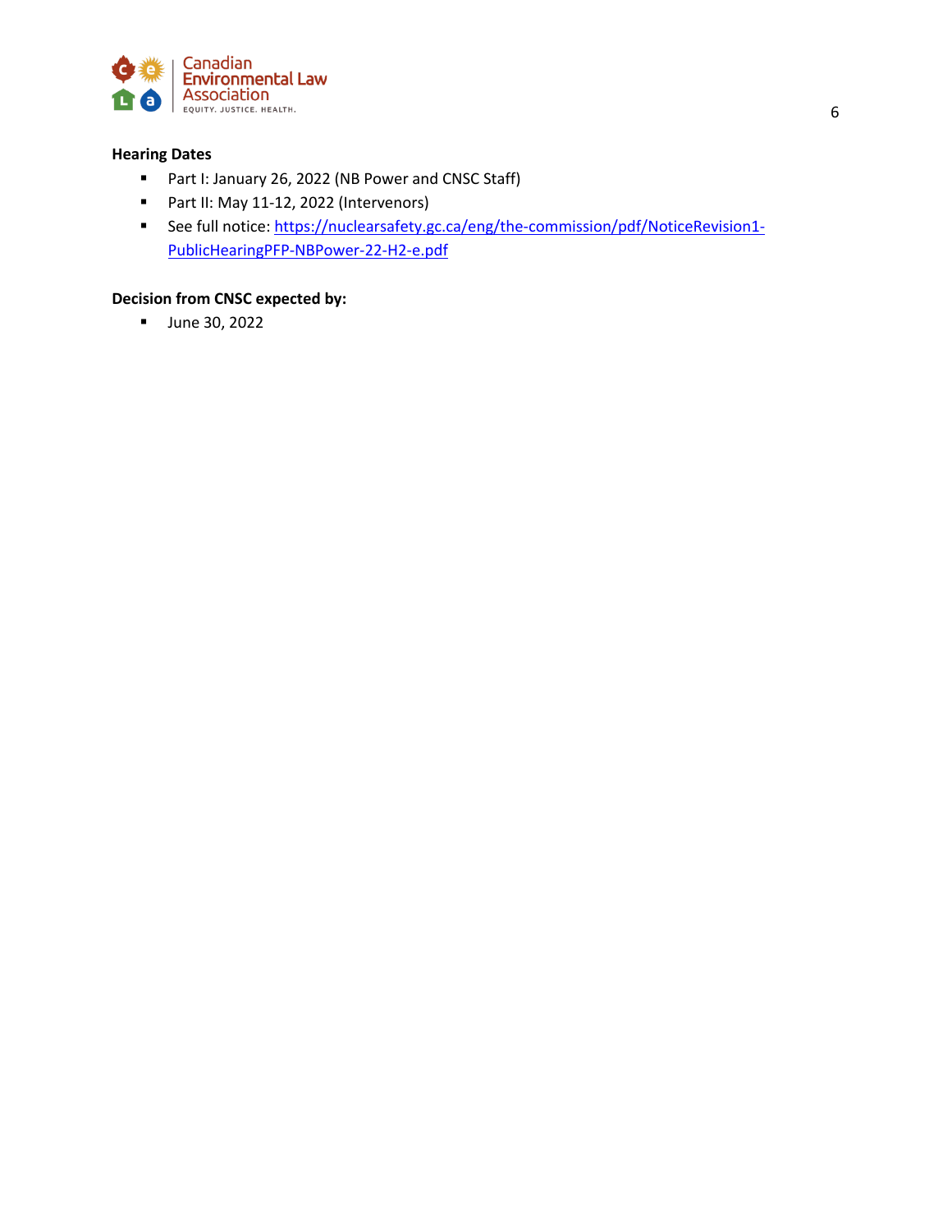**Hearing Dates**

- Part I: January 26, 2022 (NB Power and CNSC Staff)
- Part II: May 11-12, 2022 (Intervenors)
- See full notice: [https://nuclearsafety.gc.ca/eng/the-commission/pdf/NoticeRevision1-PublicHearingPFP-NBPower-22-H2-e.pdf](https://nuclearsafety.gc.ca/eng/the-commission/pdf/NoticeRevision1-PublicHearingPFP-NBPower-22-H2-e.pdf)

**Decision from CNSC expected by:**

- June 30, 2022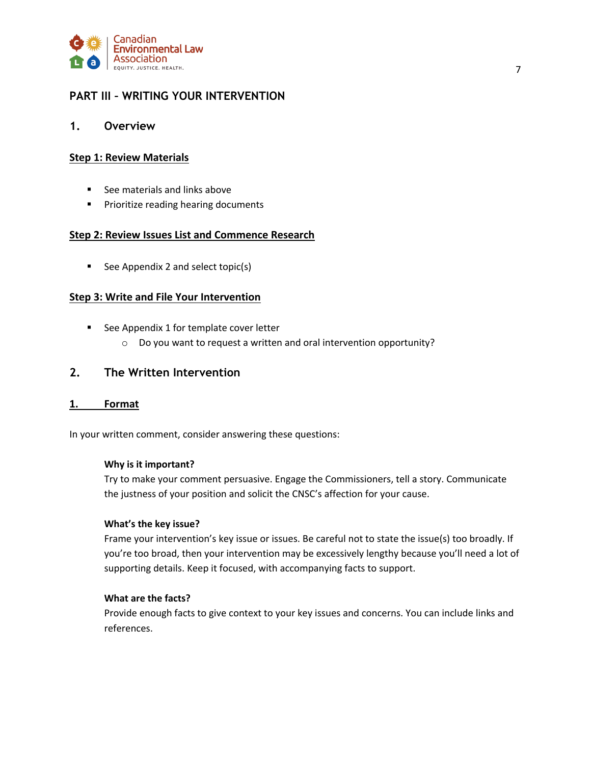## PART III – WRITING YOUR INTERVENTION

### 1. Overview

**Step 1: Review Materials**

- See materials and links above
- Prioritize reading hearing documents

**Step 2: Review Issues List and Commence Research**

- See Appendix 2 and select topic(s)

**Step 3: Write and File Your Intervention**

- See Appendix 1 for template cover letter
  - Do you want to request a written and oral intervention opportunity?

### 2. The Written Intervention

**1. Format**

In your written comment, consider answering these questions:

**Why is it important?**
Try to make your comment persuasive. Engage the Commissioners, tell a story. Communicate the justness of your position and solicit the CNSC's affection for your cause.

**What's the key issue?**
Frame your intervention's key issue or issues. Be careful not to state the issue(s) too broadly. If you're too broad, then your intervention may be excessively lengthy because you'll need a lot of supporting details. Keep it focused, with accompanying facts to support.

**What are the facts?**
Provide enough facts to give context to your key issues and concerns. You can include links and references.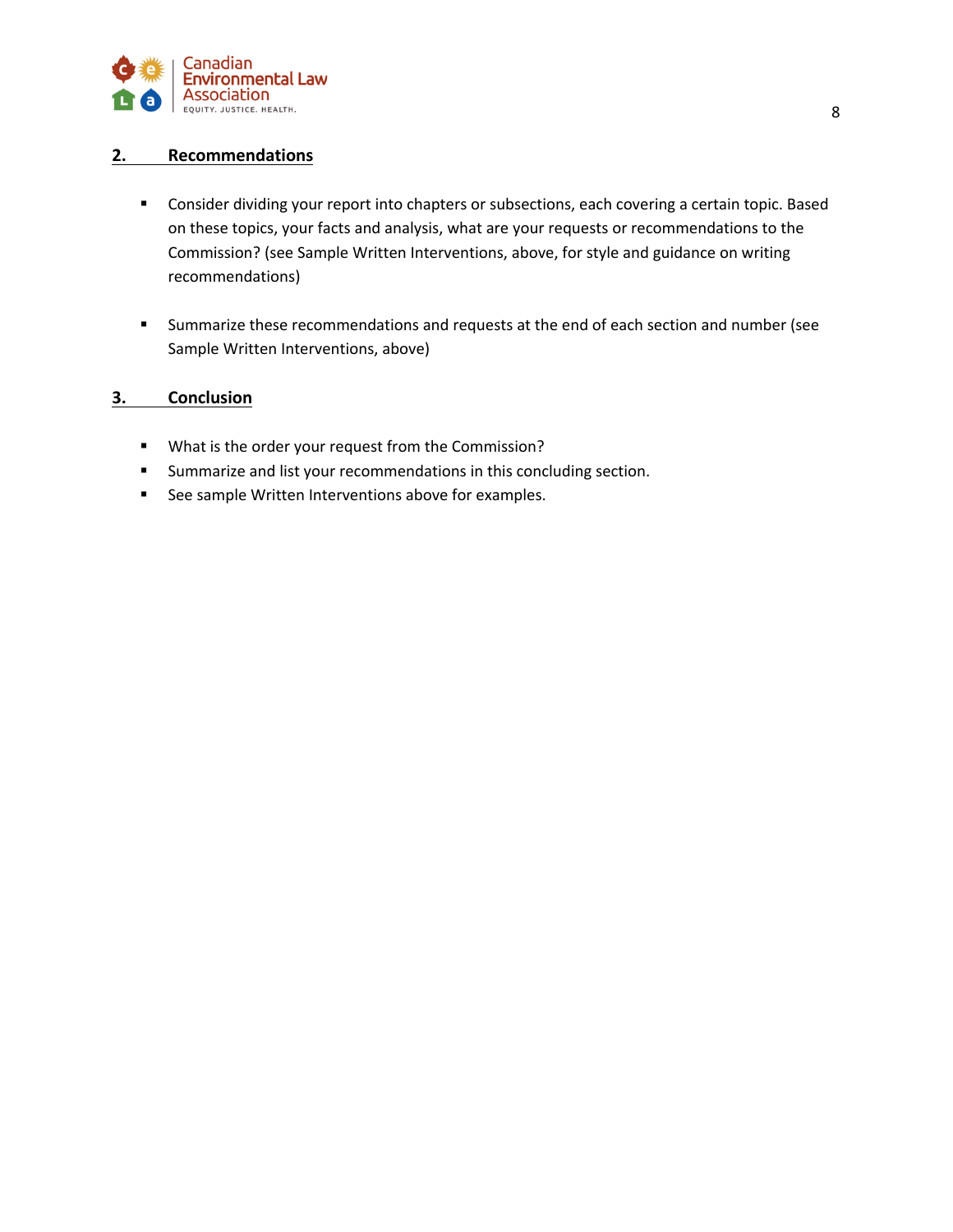## 2. Recommendations

- Consider dividing your report into chapters or subsections, each covering a certain topic. Based on these topics, your facts and analysis, what are your requests or recommendations to the Commission? (see Sample Written Interventions, above, for style and guidance on writing recommendations)

- Summarize these recommendations and requests at the end of each section and number (see Sample Written Interventions, above)

## 3. Conclusion

- What is the order your request from the Commission?
- Summarize and list your recommendations in this concluding section.
- See sample Written Interventions above for examples.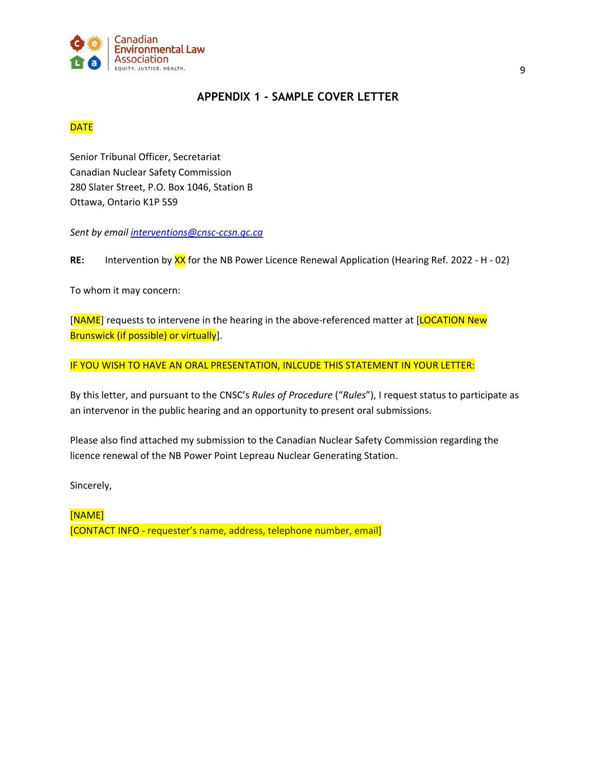## APPENDIX 1 - SAMPLE COVER LETTER

DATE

Senior Tribunal Officer, Secretariat
Canadian Nuclear Safety Commission
280 Slater Street, P.O. Box 1046, Station B
Ottawa, Ontario K1P 5S9

*Sent by email* interventions@cnsc-ccsn.gc.ca

**RE:** Intervention by XX for the NB Power Licence Renewal Application (Hearing Ref. 2022 - H - 02)

To whom it may concern:

[NAME] requests to intervene in the hearing in the above-referenced matter at [LOCATION New Brunswick (if possible) or virtually].

IF YOU WISH TO HAVE AN ORAL PRESENTATION, INLCUDE THIS STATEMENT IN YOUR LETTER:

By this letter, and pursuant to the CNSC's *Rules of Procedure* ("*Rules*"), I request status to participate as an intervenor in the public hearing and an opportunity to present oral submissions.

Please also find attached my submission to the Canadian Nuclear Safety Commission regarding the licence renewal of the NB Power Point Lepreau Nuclear Generating Station.

Sincerely,

[NAME]
[CONTACT INFO - requester's name, address, telephone number, email]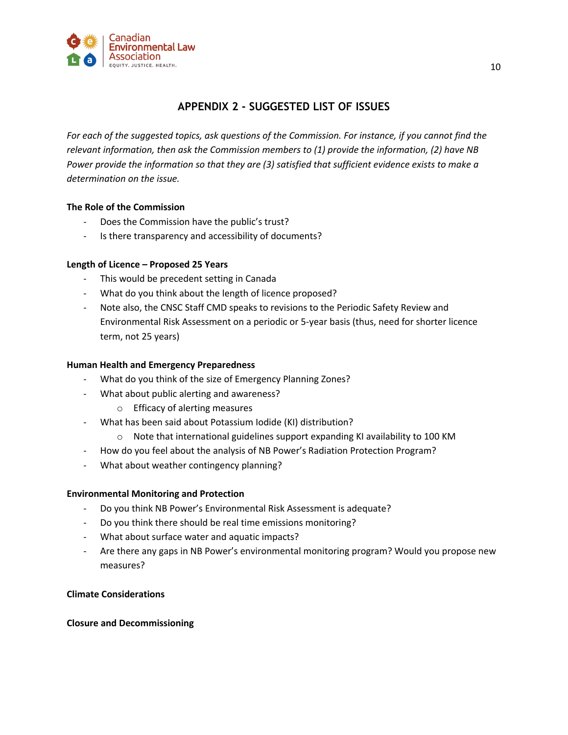## APPENDIX 2 - SUGGESTED LIST OF ISSUES

*For each of the suggested topics, ask questions of the Commission. For instance, if you cannot find the relevant information, then ask the Commission members to (1) provide the information, (2) have NB Power provide the information so that they are (3) satisfied that sufficient evidence exists to make a determination on the issue.*

**The Role of the Commission**

- Does the Commission have the public's trust?
- Is there transparency and accessibility of documents?

**Length of Licence – Proposed 25 Years**

- This would be precedent setting in Canada
- What do you think about the length of licence proposed?
- Note also, the CNSC Staff CMD speaks to revisions to the Periodic Safety Review and Environmental Risk Assessment on a periodic or 5-year basis (thus, need for shorter licence term, not 25 years)

**Human Health and Emergency Preparedness**

- What do you think of the size of Emergency Planning Zones?
- What about public alerting and awareness?
  - Efficacy of alerting measures
- What has been said about Potassium Iodide (KI) distribution?
  - Note that international guidelines support expanding KI availability to 100 KM
- How do you feel about the analysis of NB Power's Radiation Protection Program?
- What about weather contingency planning?

**Environmental Monitoring and Protection**

- Do you think NB Power's Environmental Risk Assessment is adequate?
- Do you think there should be real time emissions monitoring?
- What about surface water and aquatic impacts?
- Are there any gaps in NB Power's environmental monitoring program? Would you propose new measures?

**Climate Considerations**

**Closure and Decommissioning**